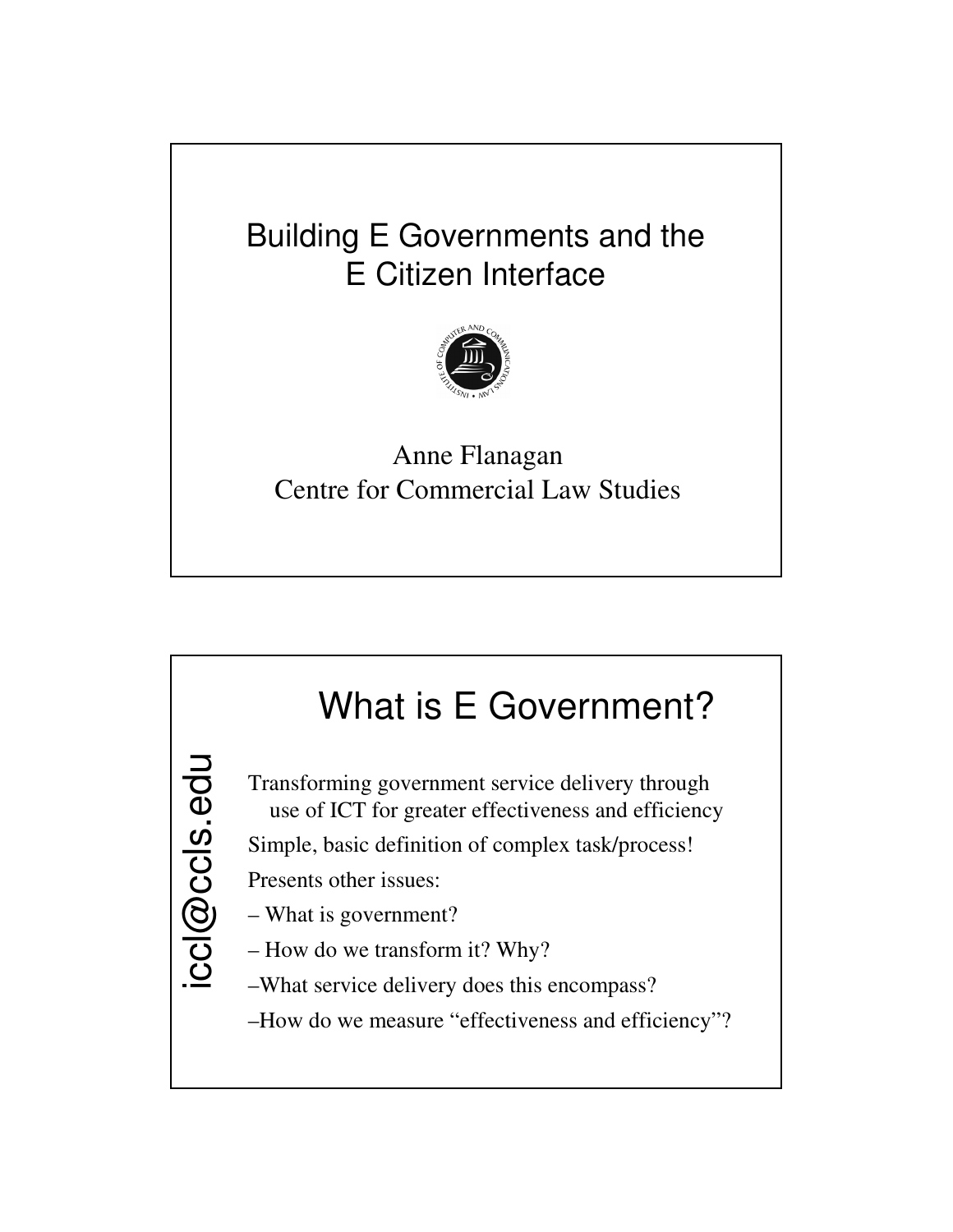# Building E Governments and the E Citizen Interface

Anne Flanagan
Centre for Commercial Law Studies

## What is E Government?

iccl@ccls.edu

Transforming government service delivery through use of ICT for greater effectiveness and efficiency

Simple, basic definition of complex task/process!

Presents other issues:

– What is government?

– How do we transform it? Why?

–What service delivery does this encompass?

–How do we measure "effectiveness and efficiency"?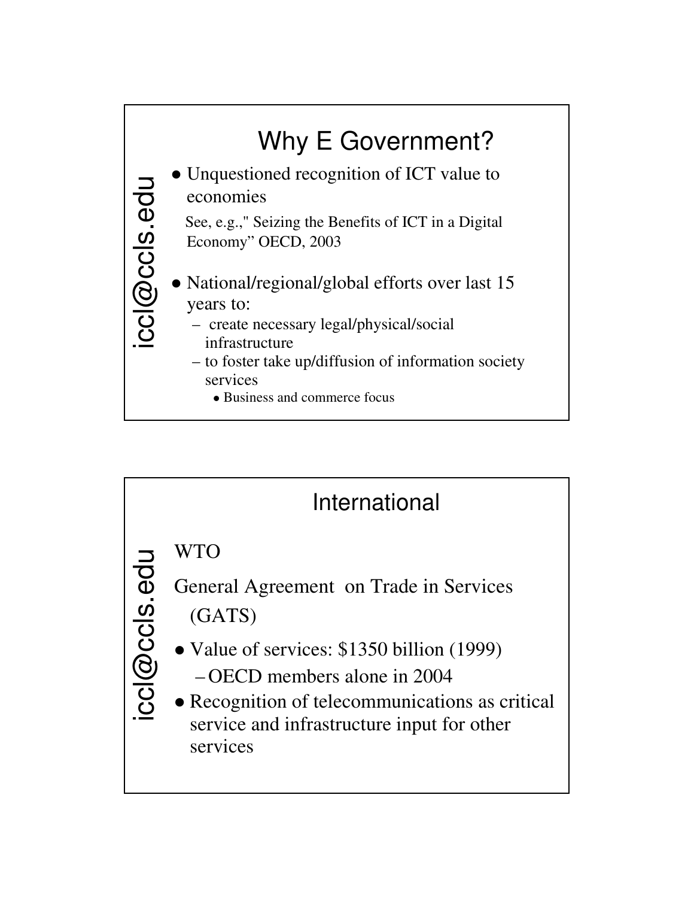## Why E Government?

- Unquestioned recognition of ICT value to economies

  See, e.g.," Seizing the Benefits of ICT in a Digital Economy" OECD, 2003

- National/regional/global efforts over last 15 years to:
  - create necessary legal/physical/social infrastructure
  - to foster take up/diffusion of information society services
    - Business and commerce focus

## International

WTO

General Agreement on Trade in Services (GATS)

- Value of services: $1350 billion (1999)
  - OECD members alone in 2004
- Recognition of telecommunications as critical service and infrastructure input for other services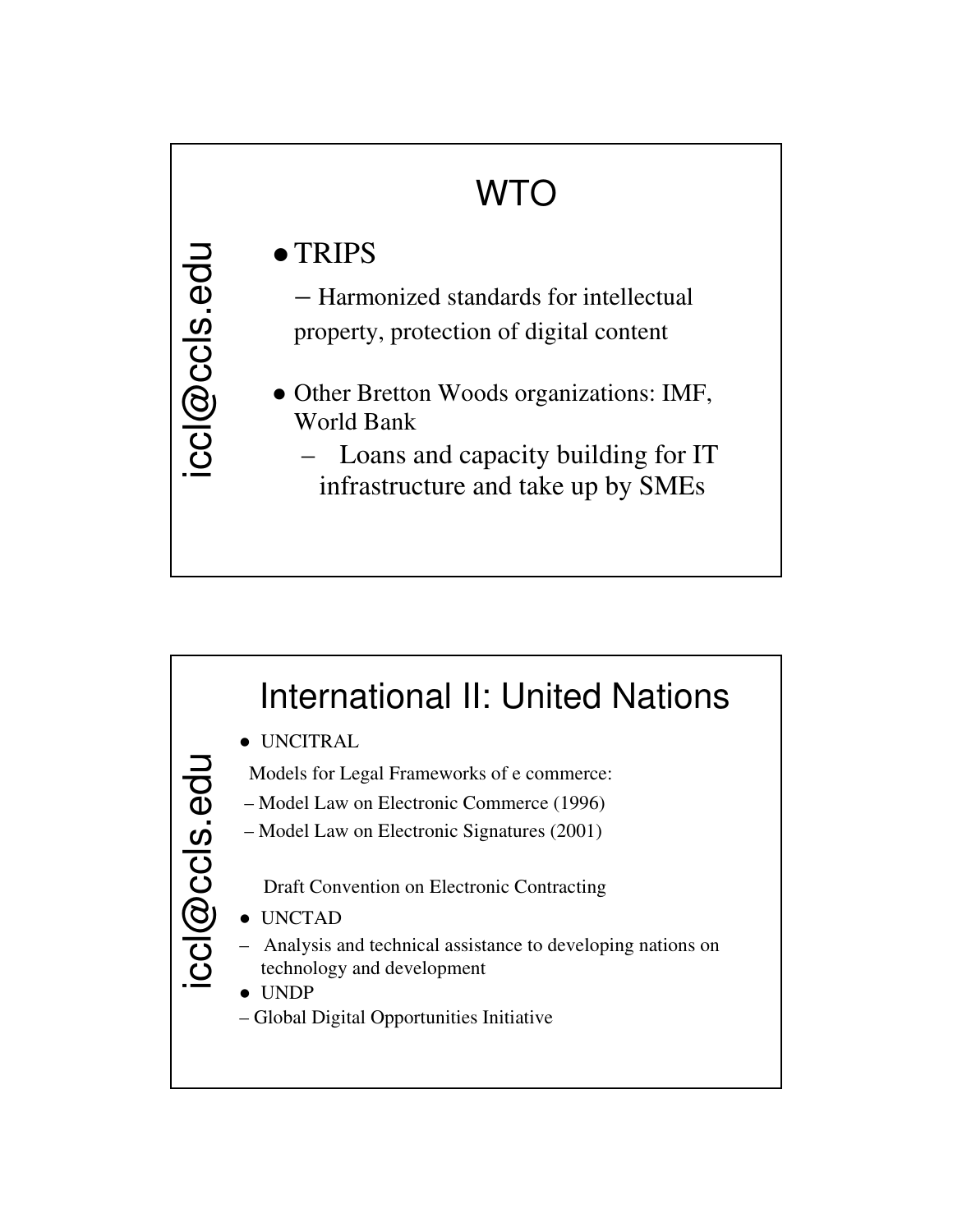## WTO

- TRIPS
  - Harmonized standards for intellectual property, protection of digital content
- Other Bretton Woods organizations: IMF, World Bank
  - Loans and capacity building for IT infrastructure and take up by SMEs

## International II: United Nations

- UNCITRAL

  Models for Legal Frameworks of e commerce:
  - Model Law on Electronic Commerce (1996)
  - Model Law on Electronic Signatures (2001)

  Draft Convention on Electronic Contracting
- UNCTAD
  - Analysis and technical assistance to developing nations on technology and development
- UNDP
  - Global Digital Opportunities Initiative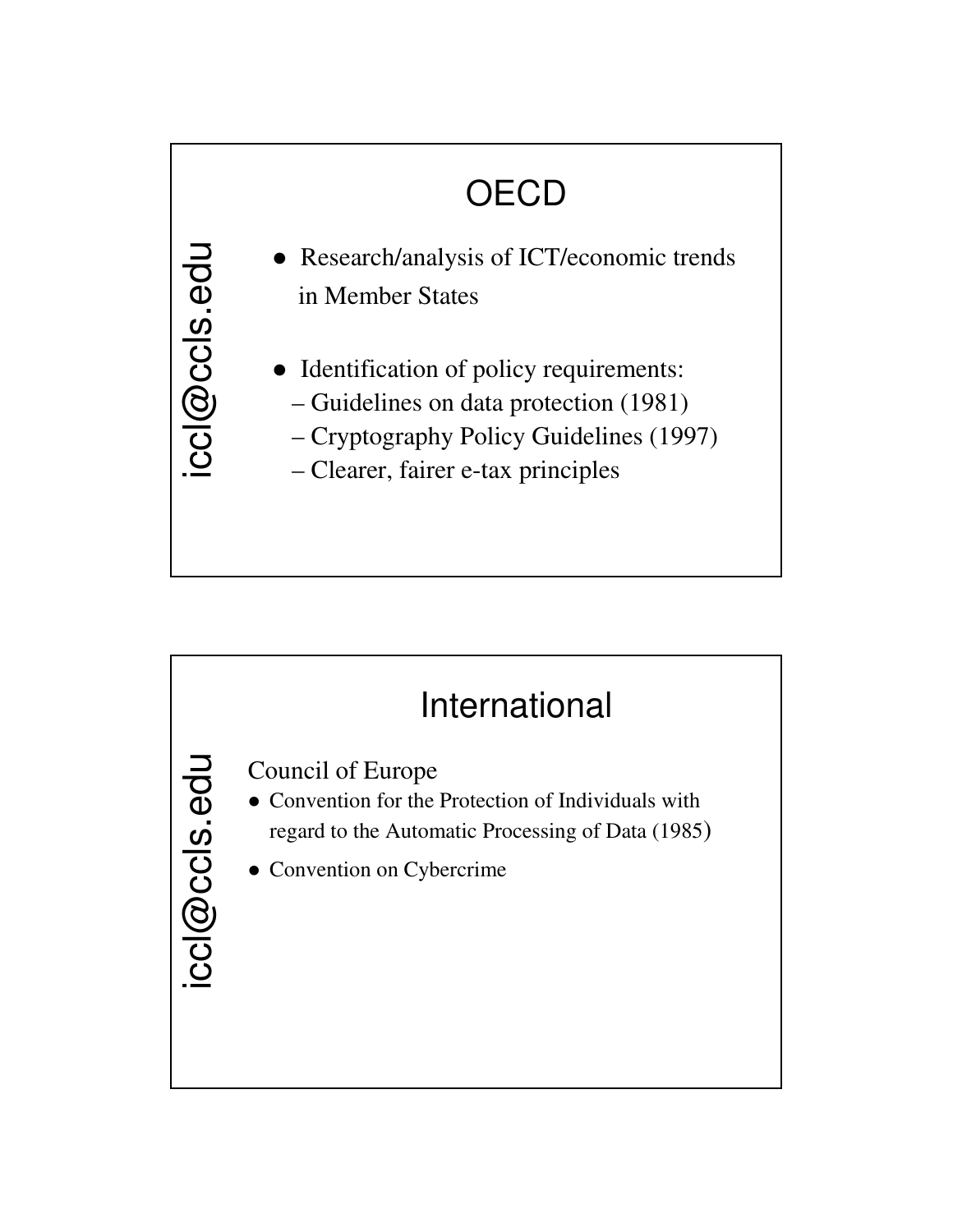# OECD

- Research/analysis of ICT/economic trends in Member States
- Identification of policy requirements:
  - Guidelines on data protection (1981)
  - Cryptography Policy Guidelines (1997)
  - Clearer, fairer e-tax principles

# International

Council of Europe

- Convention for the Protection of Individuals with regard to the Automatic Processing of Data (1985)
- Convention on Cybercrime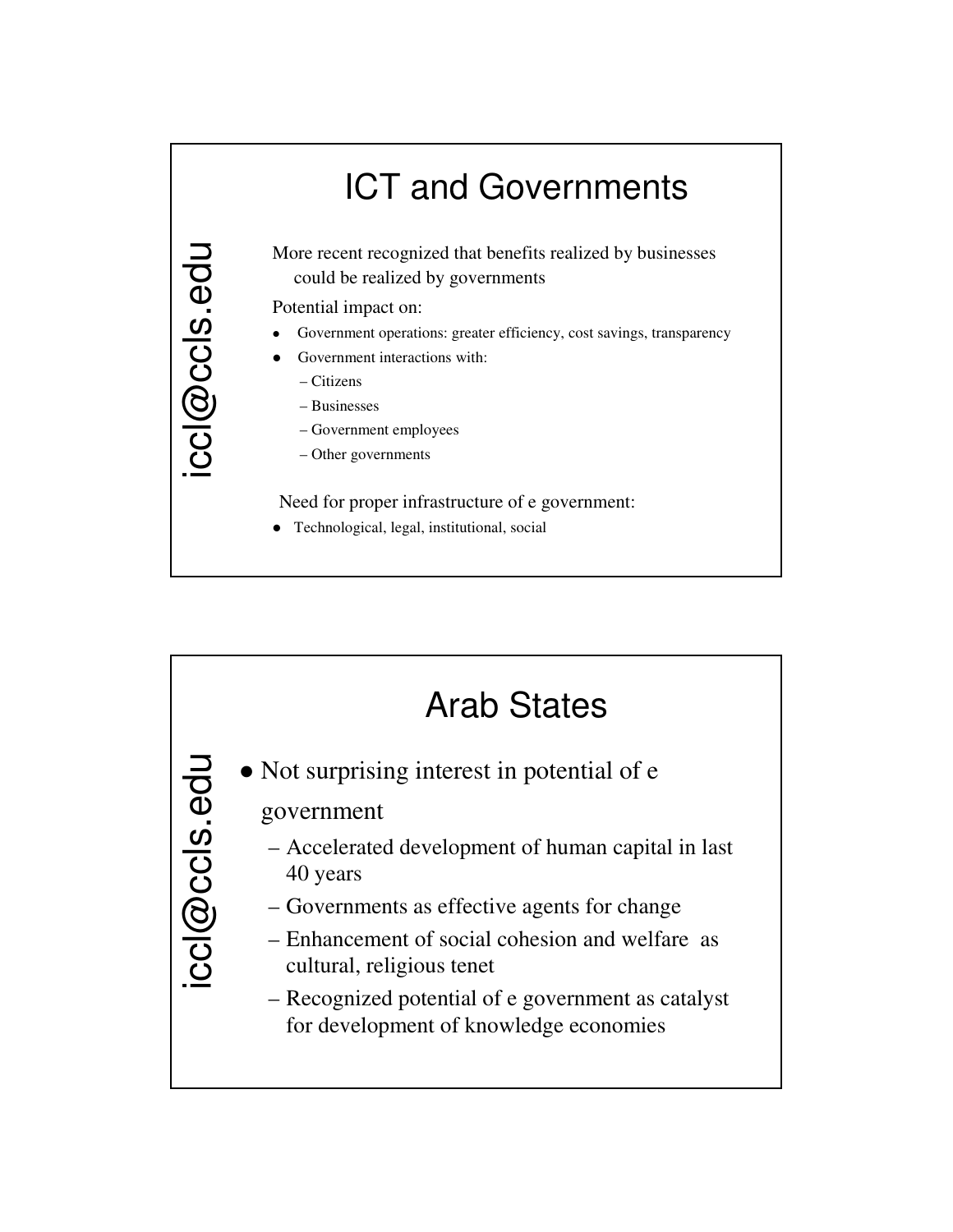# ICT and Governments

More recent recognized that benefits realized by businesses could be realized by governments

Potential impact on:

- Government operations: greater efficiency, cost savings, transparency
- Government interactions with:
  - Citizens
  - Businesses
  - Government employees
  - Other governments

Need for proper infrastructure of e government:

- Technological, legal, institutional, social

# Arab States

- Not surprising interest in potential of e government
  - Accelerated development of human capital in last 40 years
  - Governments as effective agents for change
  - Enhancement of social cohesion and welfare as cultural, religious tenet
  - Recognized potential of e government as catalyst for development of knowledge economies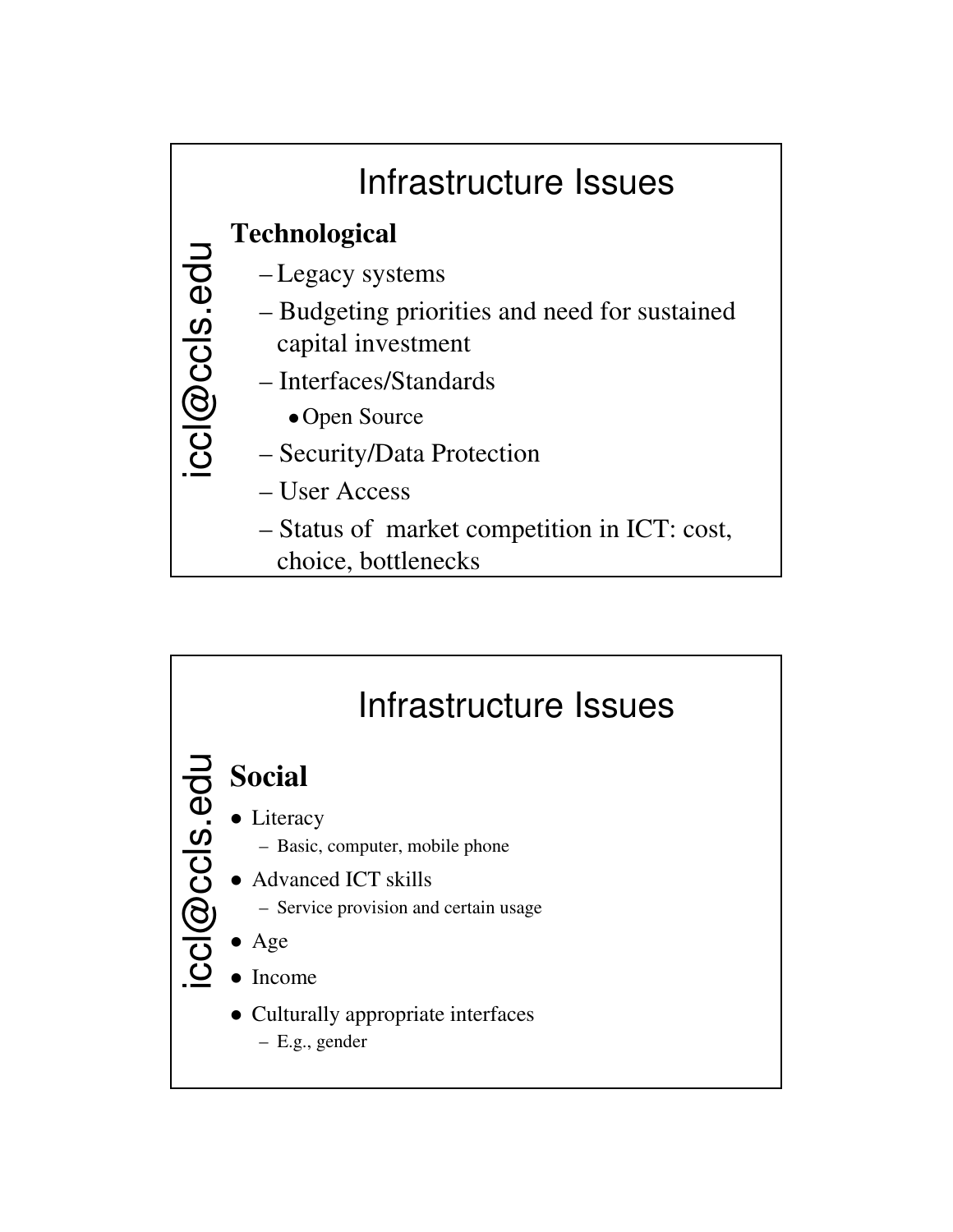# Infrastructure Issues

iccl@ccls.edu

**Technological**

- Legacy systems
- Budgeting priorities and need for sustained capital investment
- Interfaces/Standards
  - Open Source
- Security/Data Protection
- User Access
- Status of market competition in ICT: cost, choice, bottlenecks

# Infrastructure Issues

iccl@ccls.edu

## Social

- Literacy
  - Basic, computer, mobile phone
- Advanced ICT skills
  - Service provision and certain usage
- Age
- Income
- Culturally appropriate interfaces
  - E.g., gender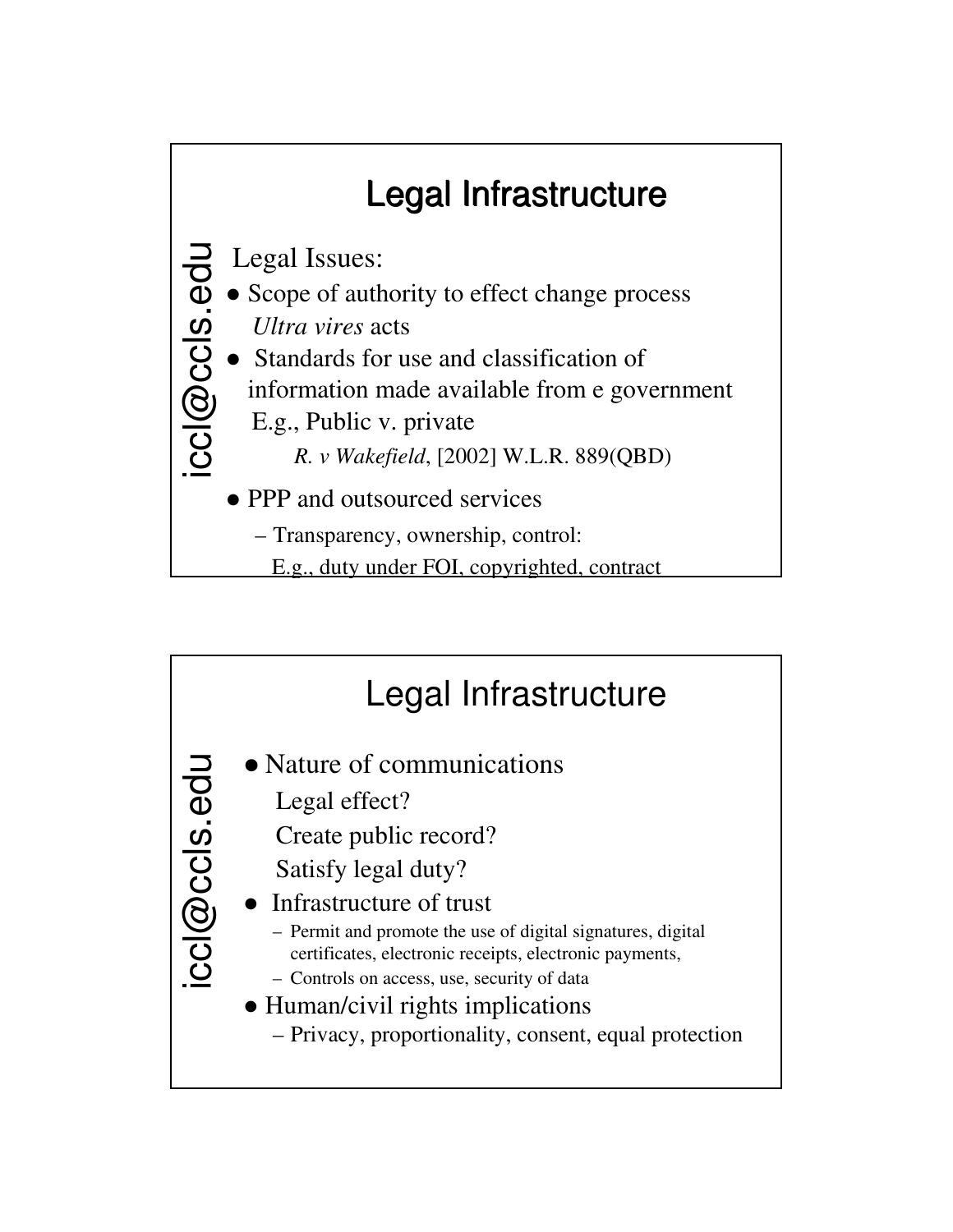## Legal Infrastructure

Legal Issues:

- Scope of authority to effect change process
  *Ultra vires* acts
- Standards for use and classification of information made available from e government
  E.g., Public v. private
  *R. v Wakefield*, [2002] W.L.R. 889(QBD)
- PPP and outsourced services
  - Transparency, ownership, control:
    E.g., duty under FOI, copyrighted, contract

## Legal Infrastructure

- Nature of communications
  Legal effect?
  Create public record?
  Satisfy legal duty?
- Infrastructure of trust
  - Permit and promote the use of digital signatures, digital certificates, electronic receipts, electronic payments,
  - Controls on access, use, security of data
- Human/civil rights implications
  - Privacy, proportionality, consent, equal protection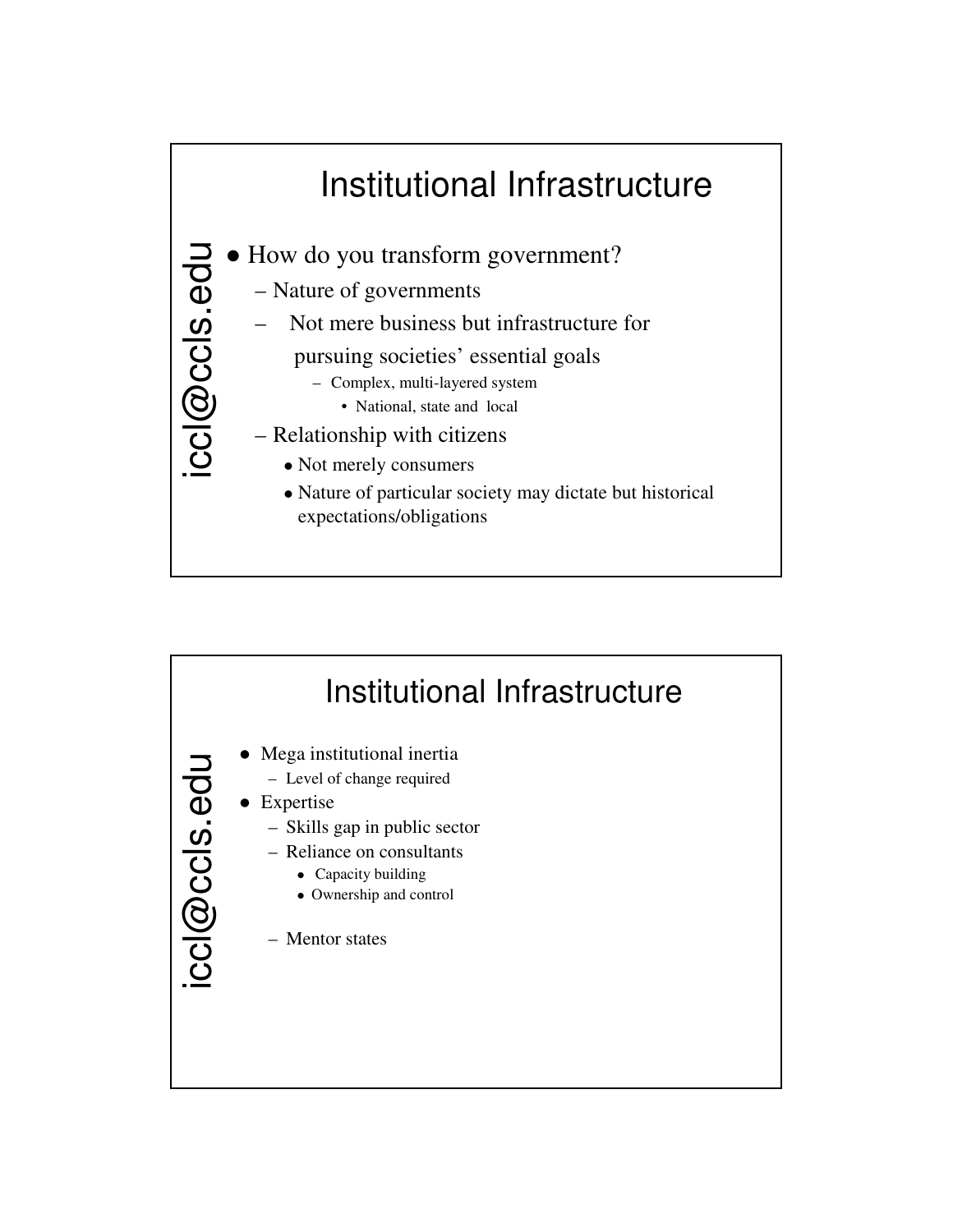## Institutional Infrastructure

- How do you transform government?
  - Nature of governments
  - Not mere business but infrastructure for pursuing societies' essential goals
    - Complex, multi-layered system
      - National, state and local
  - Relationship with citizens
    - Not merely consumers
    - Nature of particular society may dictate but historical expectations/obligations

## Institutional Infrastructure

- Mega institutional inertia
  - Level of change required
- Expertise
  - Skills gap in public sector
  - Reliance on consultants
    - Capacity building
    - Ownership and control
  - Mentor states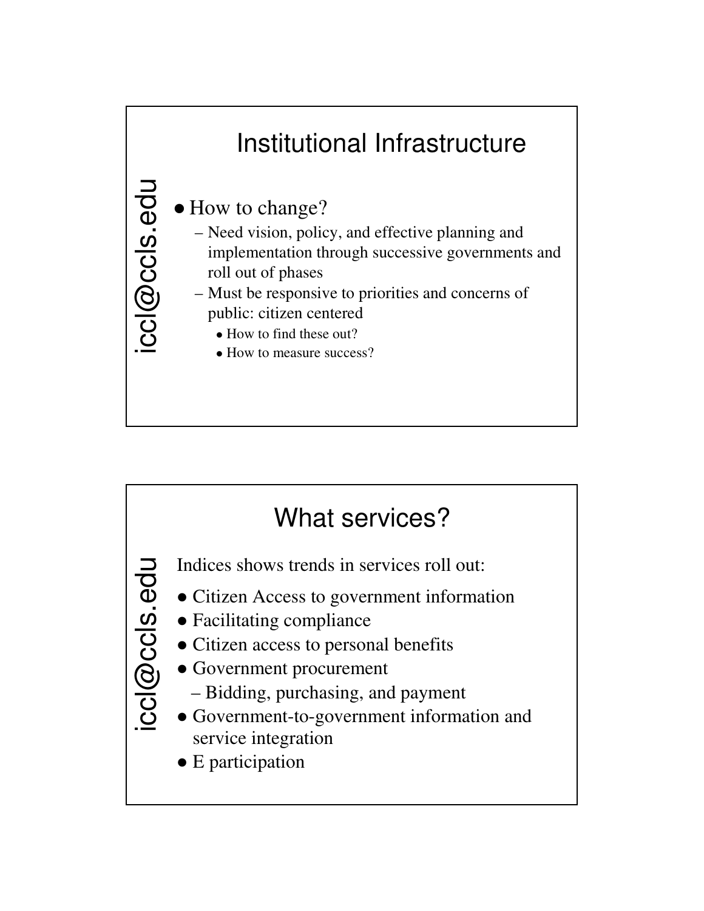## Institutional Infrastructure

- How to change?
  - Need vision, policy, and effective planning and implementation through successive governments and roll out of phases
  - Must be responsive to priorities and concerns of public: citizen centered
    - How to find these out?
    - How to measure success?

## What services?

Indices shows trends in services roll out:

- Citizen Access to government information
- Facilitating compliance
- Citizen access to personal benefits
- Government procurement
  - Bidding, purchasing, and payment
- Government-to-government information and service integration
- E participation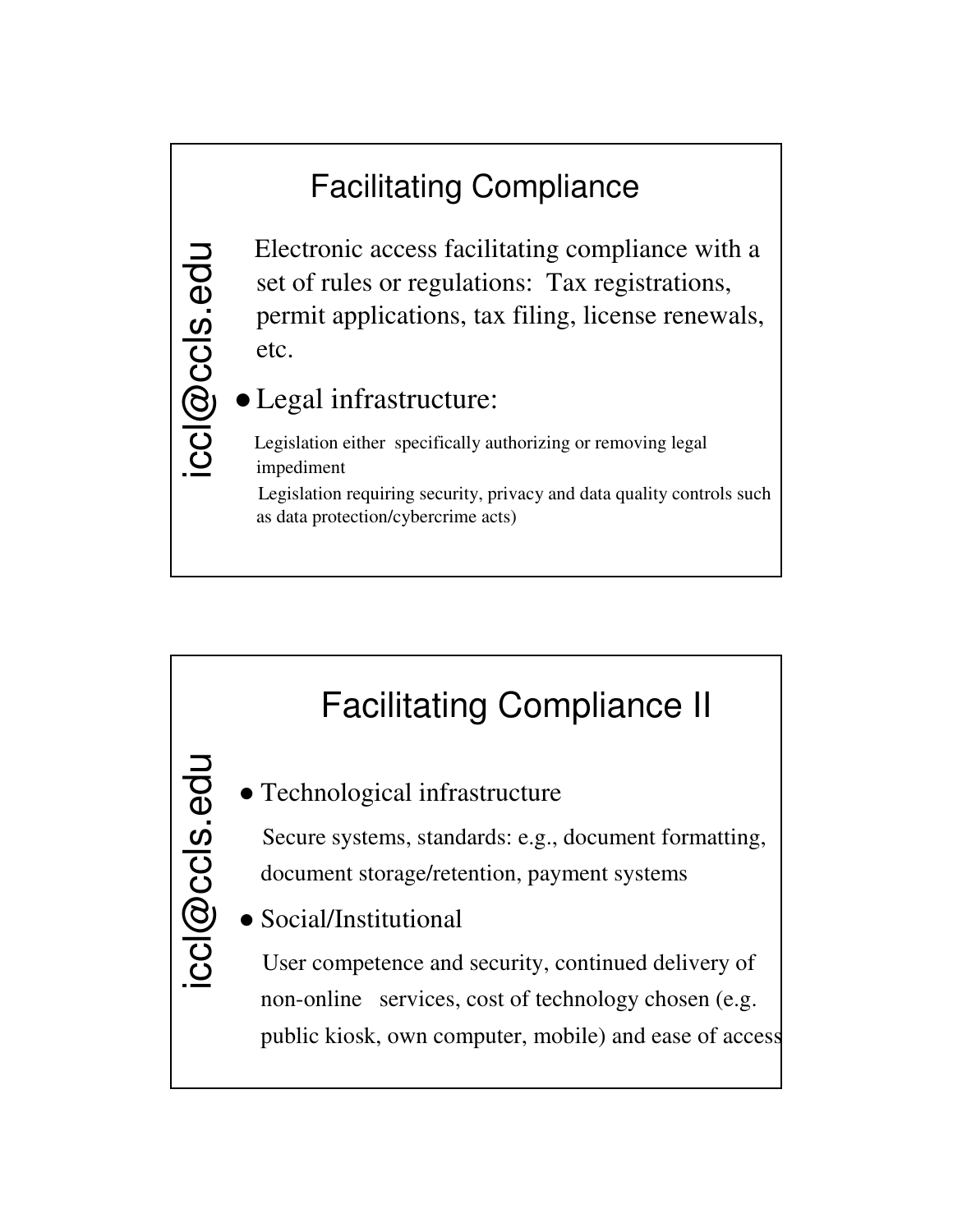## Facilitating Compliance

Electronic access facilitating compliance with a set of rules or regulations: Tax registrations, permit applications, tax filing, license renewals, etc.

- Legal infrastructure:

  Legislation either specifically authorizing or removing legal impediment

  Legislation requiring security, privacy and data quality controls such as data protection/cybercrime acts)

## Facilitating Compliance II

- Technological infrastructure

  Secure systems, standards: e.g., document formatting, document storage/retention, payment systems

- Social/Institutional

  User competence and security, continued delivery of non-online services, cost of technology chosen (e.g. public kiosk, own computer, mobile) and ease of access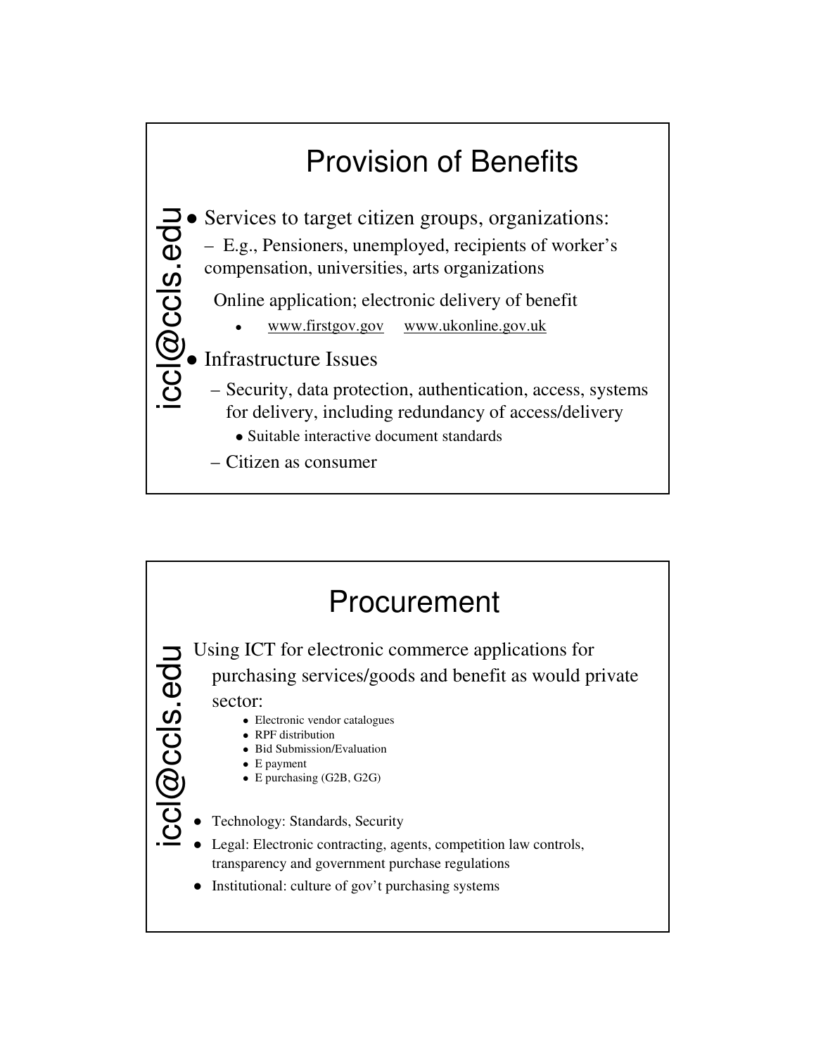## Provision of Benefits

- Services to target citizen groups, organizations:
  - E.g., Pensioners, unemployed, recipients of worker's compensation, universities, arts organizations

  Online application; electronic delivery of benefit
    - www.firstgov.gov     www.ukonline.gov.uk
- Infrastructure Issues
  - Security, data protection, authentication, access, systems for delivery, including redundancy of access/delivery
    - Suitable interactive document standards
  - Citizen as consumer

## Procurement

Using ICT for electronic commerce applications for purchasing services/goods and benefit as would private sector:

- Electronic vendor catalogues
- RPF distribution
- Bid Submission/Evaluation
- E payment
- E purchasing (G2B, G2G)

- Technology: Standards, Security
- Legal: Electronic contracting, agents, competition law controls, transparency and government purchase regulations
- Institutional: culture of gov't purchasing systems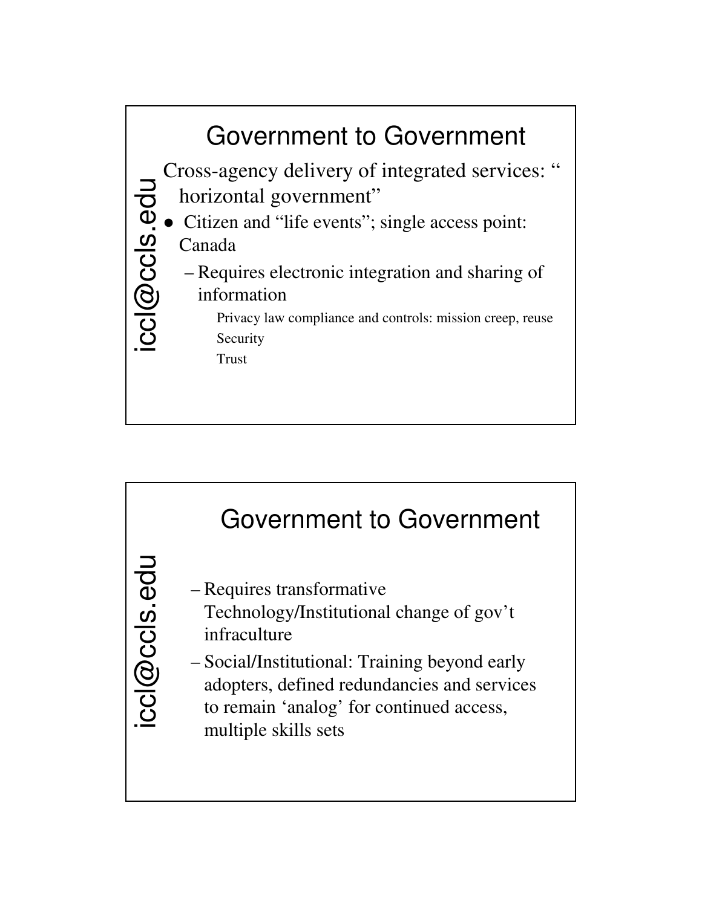## Government to Government

Cross-agency delivery of integrated services: " horizontal government"

- Citizen and "life events"; single access point: Canada
  - Requires electronic integration and sharing of information
    - Privacy law compliance and controls: mission creep, reuse
    - Security
    - Trust

## Government to Government

- Requires transformative Technology/Institutional change of gov't infraculture
- Social/Institutional: Training beyond early adopters, defined redundancies and services to remain 'analog' for continued access, multiple skills sets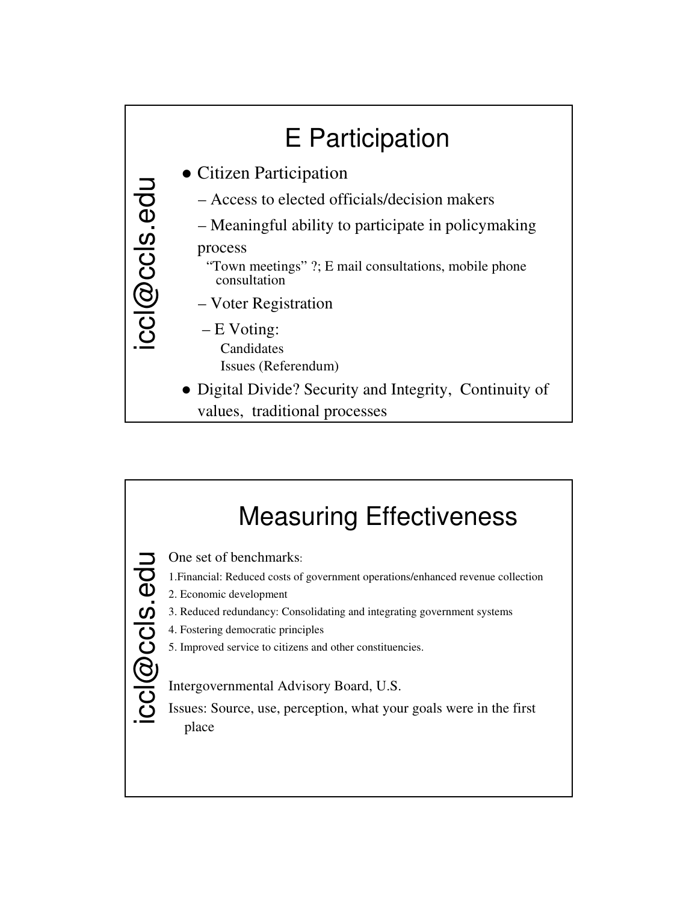# E Participation

- Citizen Participation
  - Access to elected officials/decision makers
  - Meaningful ability to participate in policymaking process
    - "Town meetings" ?; E mail consultations, mobile phone consultation
  - Voter Registration
  - E Voting:
    - Candidates
    - Issues (Referendum)
- Digital Divide? Security and Integrity, Continuity of values, traditional processes

# Measuring Effectiveness

One set of benchmarks:

1. Financial: Reduced costs of government operations/enhanced revenue collection
2. Economic development
3. Reduced redundancy: Consolidating and integrating government systems
4. Fostering democratic principles
5. Improved service to citizens and other constituencies.

Intergovernmental Advisory Board, U.S.

Issues: Source, use, perception, what your goals were in the first place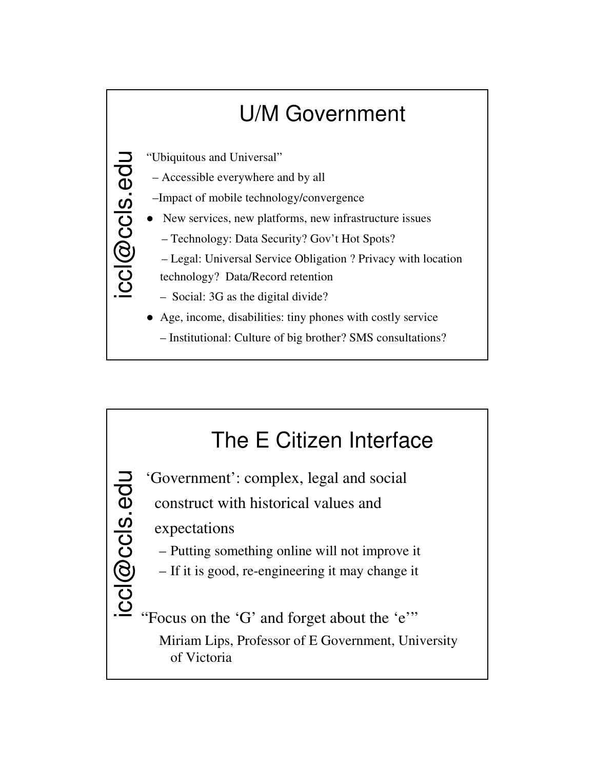## U/M Government

iccl@ccls.edu

"Ubiquitous and Universal"

– Accessible everywhere and by all

–Impact of mobile technology/convergence

- New services, new platforms, new infrastructure issues
  - Technology: Data Security? Gov't Hot Spots?
  - Legal: Universal Service Obligation ? Privacy with location technology? Data/Record retention
  - Social: 3G as the digital divide?
- Age, income, disabilities: tiny phones with costly service
  - Institutional: Culture of big brother? SMS consultations?

## The E Citizen Interface

iccl@ccls.edu

'Government': complex, legal and social construct with historical values and expectations

- Putting something online will not improve it
- If it is good, re-engineering it may change it

"Focus on the 'G' and forget about the 'e'"

Miriam Lips, Professor of E Government, University of Victoria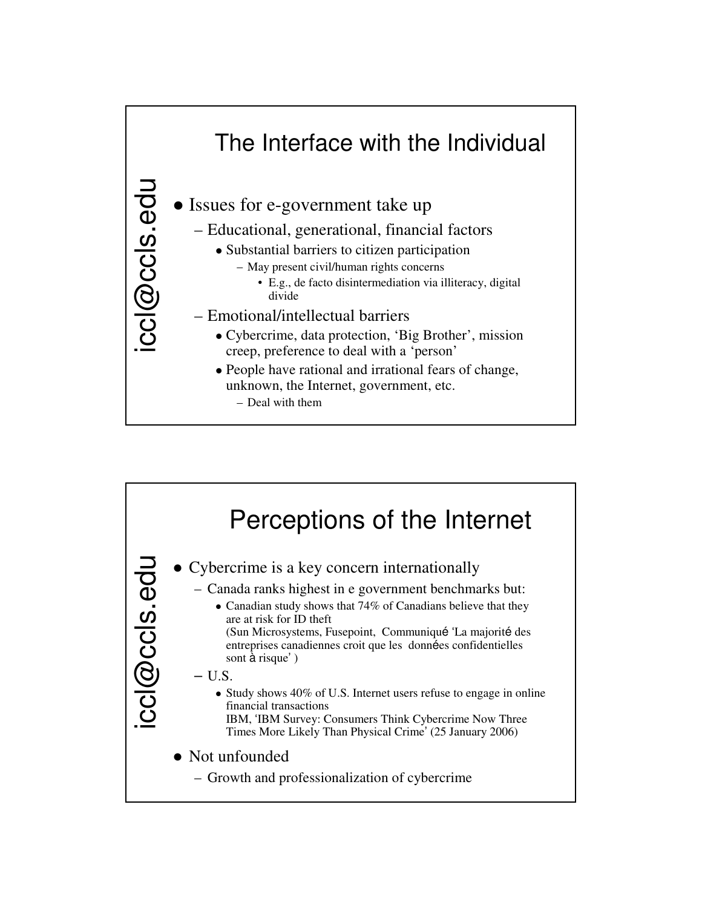## The Interface with the Individual

- Issues for e-government take up
  - Educational, generational, financial factors
    - Substantial barriers to citizen participation
      - May present civil/human rights concerns
        - E.g., de facto disintermediation via illiteracy, digital divide
  - Emotional/intellectual barriers
    - Cybercrime, data protection, 'Big Brother', mission creep, preference to deal with a 'person'
    - People have rational and irrational fears of change, unknown, the Internet, government, etc.
      - Deal with them

## Perceptions of the Internet

- Cybercrime is a key concern internationally
  - Canada ranks highest in e government benchmarks but:
    - Canadian study shows that 74% of Canadians believe that they are at risk for ID theft
      (Sun Microsystems, Fusepoint, Communiqué 'La majorité des entreprises canadiennes croit que les données confidentielles sont à risque' )
  - U.S.
    - Study shows 40% of U.S. Internet users refuse to engage in online financial transactions
      IBM, 'IBM Survey: Consumers Think Cybercrime Now Three Times More Likely Than Physical Crime' (25 January 2006)
- Not unfounded
  - Growth and professionalization of cybercrime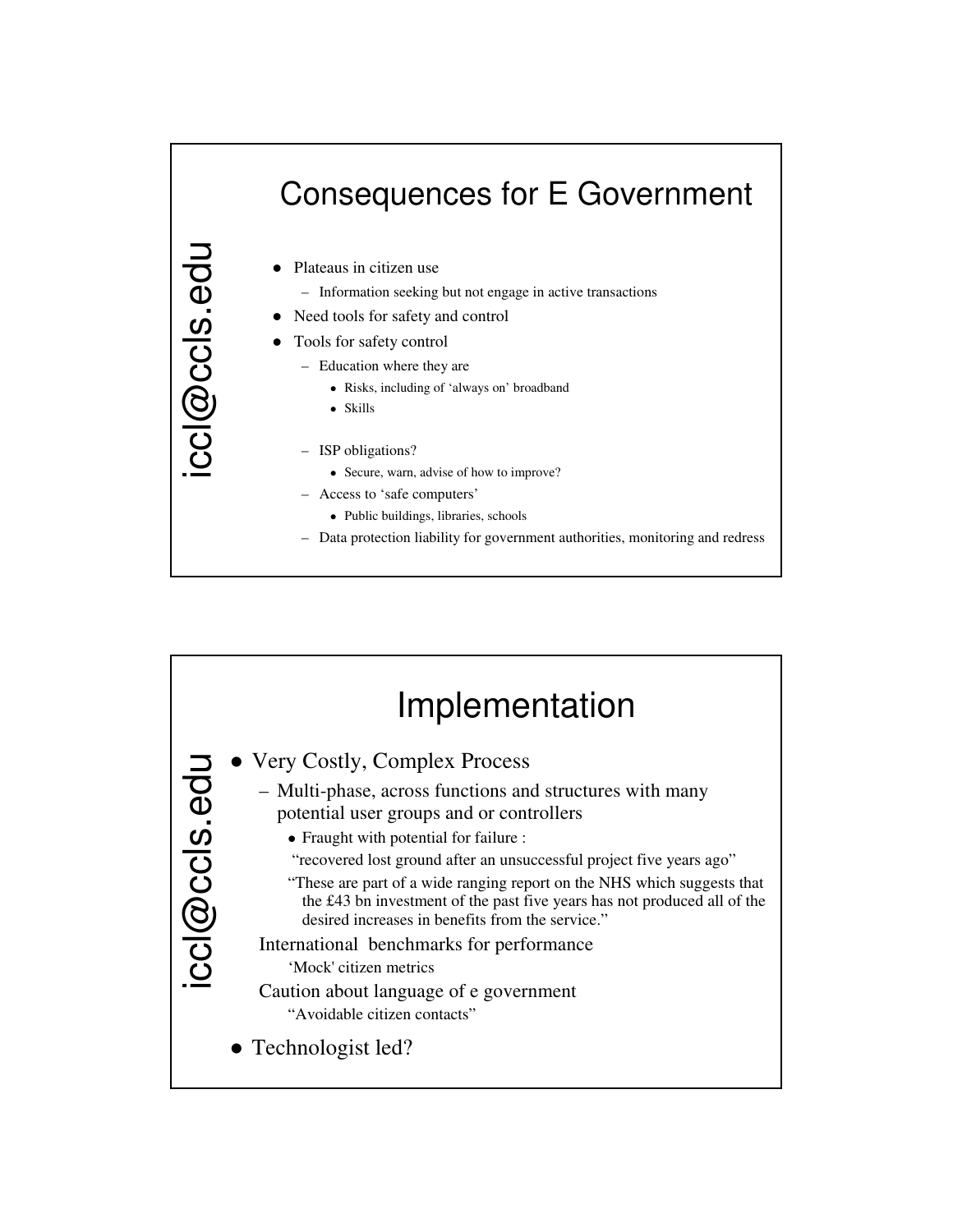## Consequences for E Government

- Plateaus in citizen use
  - Information seeking but not engage in active transactions
- Need tools for safety and control
- Tools for safety control
  - Education where they are
    - Risks, including of 'always on' broadband
    - Skills
  - ISP obligations?
    - Secure, warn, advise of how to improve?
  - Access to 'safe computers'
    - Public buildings, libraries, schools
  - Data protection liability for government authorities, monitoring and redress

## Implementation

- Very Costly, Complex Process
  - Multi-phase, across functions and structures with many potential user groups and or controllers
    - Fraught with potential for failure :

      "recovered lost ground after an unsuccessful project five years ago"

      "These are part of a wide ranging report on the NHS which suggests that the £43 bn investment of the past five years has not produced all of the desired increases in benefits from the service."

  International benchmarks for performance

    'Mock' citizen metrics

  Caution about language of e government

    "Avoidable citizen contacts"

- Technologist led?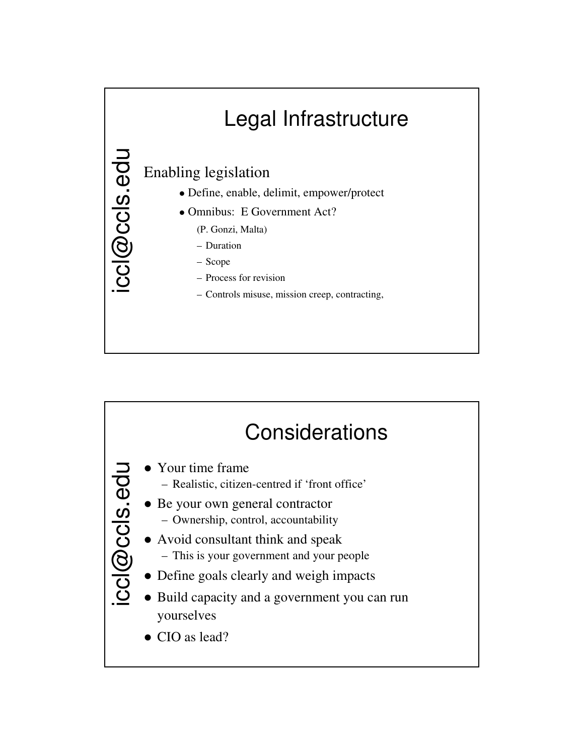## Legal Infrastructure

Enabling legislation

- Define, enable, delimit, empower/protect
- Omnibus: E Government Act?

  (P. Gonzi, Malta)

  - Duration
  - Scope
  - Process for revision
  - Controls misuse, mission creep, contracting,

## Considerations

- Your time frame
  - Realistic, citizen-centred if 'front office'
- Be your own general contractor
  - Ownership, control, accountability
- Avoid consultant think and speak
  - This is your government and your people
- Define goals clearly and weigh impacts
- Build capacity and a government you can run yourselves
- CIO as lead?